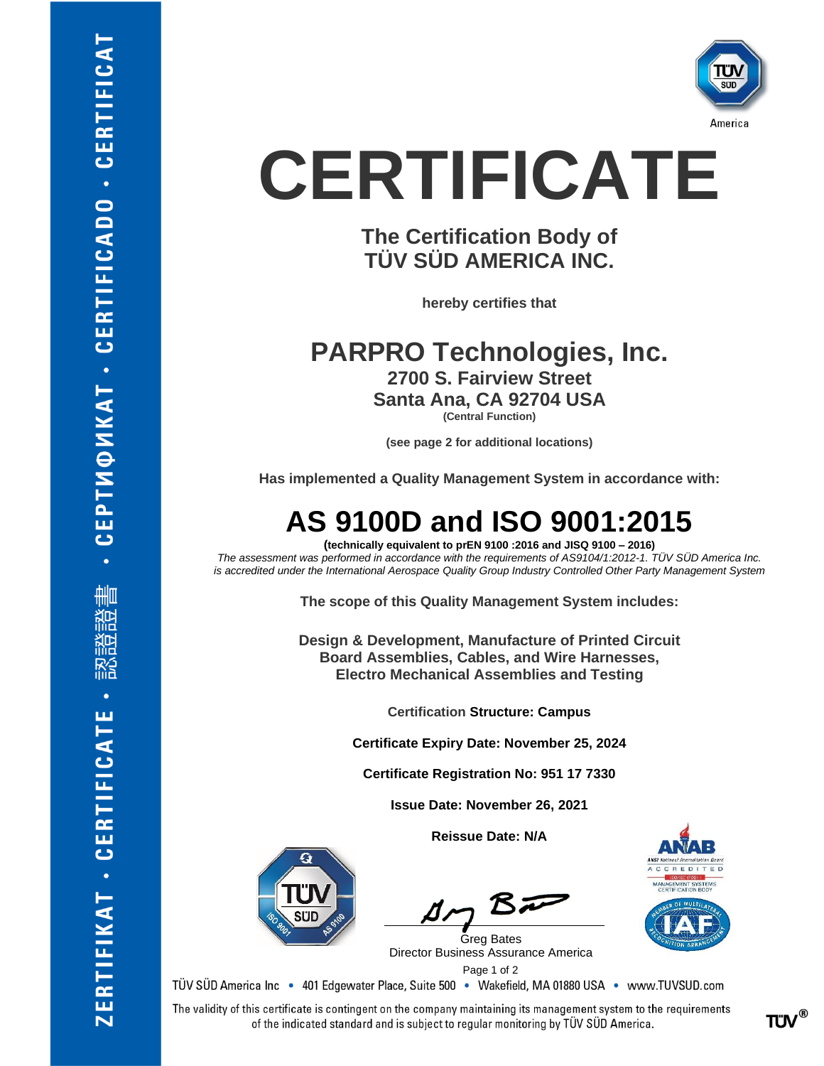# CERTIFICATE

## The Certification Body of TÜV SÜD AMERICA INC.

**hereby certifies that**

## PARPRO Technologies, Inc.

**2700 S. Fairview Street**
**Santa Ana, CA 92704 USA**
**(Central Function)**

**(see page 2 for additional locations)**

**Has implemented a Quality Management System in accordance with:**

# AS 9100D and ISO 9001:2015

**(technically equivalent to prEN 9100 :2016 and JISQ 9100 – 2016)**
*The assessment was performed in accordance with the requirements of AS9104/1:2012-1. TÜV SÜD America Inc. is accredited under the International Aerospace Quality Group Industry Controlled Other Party Management System*

**The scope of this Quality Management System includes:**

**Design & Development, Manufacture of Printed Circuit Board Assemblies, Cables, and Wire Harnesses, Electro Mechanical Assemblies and Testing**

Certification **Structure: Campus**

**Certificate Expiry Date: November 25, 2024**

**Certificate Registration No: 951 17 7330**

**Issue Date: November 26, 2021**

**Reissue Date: N/A**

Greg Bates
Director Business Assurance America

TÜV SÜD America Inc • 401 Edgewater Place, Suite 500 • Wakefield, MA 01880 USA • www.TUVSUD.com

The validity of this certificate is contingent on the company maintaining its management system to the requirements of the indicated standard and is subject to regular monitoring by TÜV SÜD America.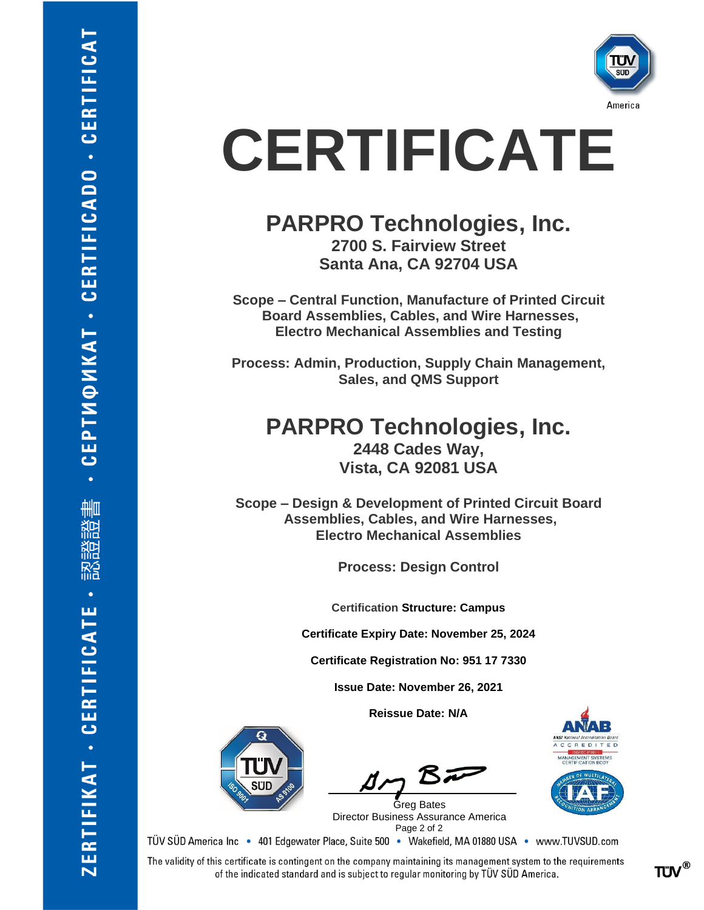# CERTIFICATE

## PARPRO Technologies, Inc.

**2700 S. Fairview Street**
**Santa Ana, CA 92704 USA**

**Scope – Central Function, Manufacture of Printed Circuit Board Assemblies, Cables, and Wire Harnesses, Electro Mechanical Assemblies and Testing**

**Process: Admin, Production, Supply Chain Management, Sales, and QMS Support**

## PARPRO Technologies, Inc.

**2448 Cades Way,**
**Vista, CA 92081 USA**

**Scope – Design & Development of Printed Circuit Board Assemblies, Cables, and Wire Harnesses, Electro Mechanical Assemblies**

**Process: Design Control**

Certification **Structure: Campus**

**Certificate Expiry Date: November 25, 2024**

**Certificate Registration No: 951 17 7330**

**Issue Date: November 26, 2021**

**Reissue Date: N/A**

Greg Bates
Director Business Assurance America

TÜV SÜD America Inc • 401 Edgewater Place, Suite 500 • Wakefield, MA 01880 USA • www.TUVSUD.com

The validity of this certificate is contingent on the company maintaining its management system to the requirements of the indicated standard and is subject to regular monitoring by TÜV SÜD America.